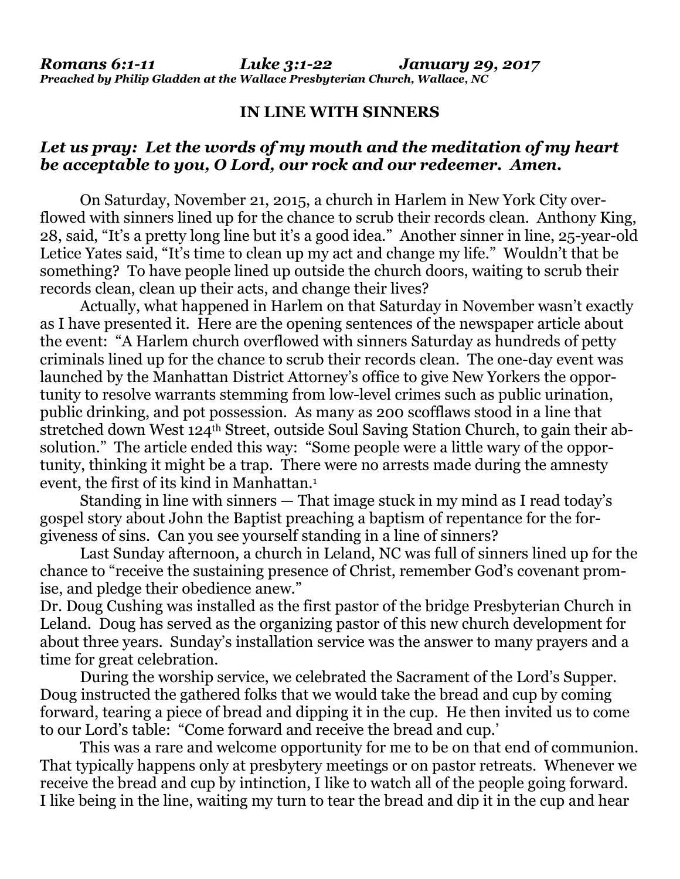***Romans 6:1-11 Luke 3:1-22 January 29, 2017***
***Preached by Philip Gladden at the Wallace Presbyterian Church, Wallace, NC***

**IN LINE WITH SINNERS**

***Let us pray: Let the words of my mouth and the meditation of my heart be acceptable to you, O Lord, our rock and our redeemer. Amen.***

On Saturday, November 21, 2015, a church in Harlem in New York City overflowed with sinners lined up for the chance to scrub their records clean. Anthony King, 28, said, "It's a pretty long line but it's a good idea." Another sinner in line, 25-year-old Letice Yates said, "It's time to clean up my act and change my life." Wouldn't that be something? To have people lined up outside the church doors, waiting to scrub their records clean, clean up their acts, and change their lives?

Actually, what happened in Harlem on that Saturday in November wasn't exactly as I have presented it. Here are the opening sentences of the newspaper article about the event: "A Harlem church overflowed with sinners Saturday as hundreds of petty criminals lined up for the chance to scrub their records clean. The one-day event was launched by the Manhattan District Attorney's office to give New Yorkers the opportunity to resolve warrants stemming from low-level crimes such as public urination, public drinking, and pot possession. As many as 200 scofflaws stood in a line that stretched down West 124th Street, outside Soul Saving Station Church, to gain their absolution." The article ended this way: "Some people were a little wary of the opportunity, thinking it might be a trap. There were no arrests made during the amnesty event, the first of its kind in Manhattan.[1]

Standing in line with sinners — That image stuck in my mind as I read today's gospel story about John the Baptist preaching a baptism of repentance for the forgiveness of sins. Can you see yourself standing in a line of sinners?

Last Sunday afternoon, a church in Leland, NC was full of sinners lined up for the chance to "receive the sustaining presence of Christ, remember God's covenant promise, and pledge their obedience anew."
Dr. Doug Cushing was installed as the first pastor of the bridge Presbyterian Church in Leland. Doug has served as the organizing pastor of this new church development for about three years. Sunday's installation service was the answer to many prayers and a time for great celebration.

During the worship service, we celebrated the Sacrament of the Lord's Supper. Doug instructed the gathered folks that we would take the bread and cup by coming forward, tearing a piece of bread and dipping it in the cup. He then invited us to come to our Lord's table: "Come forward and receive the bread and cup.'

This was a rare and welcome opportunity for me to be on that end of communion. That typically happens only at presbytery meetings or on pastor retreats. Whenever we receive the bread and cup by intinction, I like to watch all of the people going forward. I like being in the line, waiting my turn to tear the bread and dip it in the cup and hear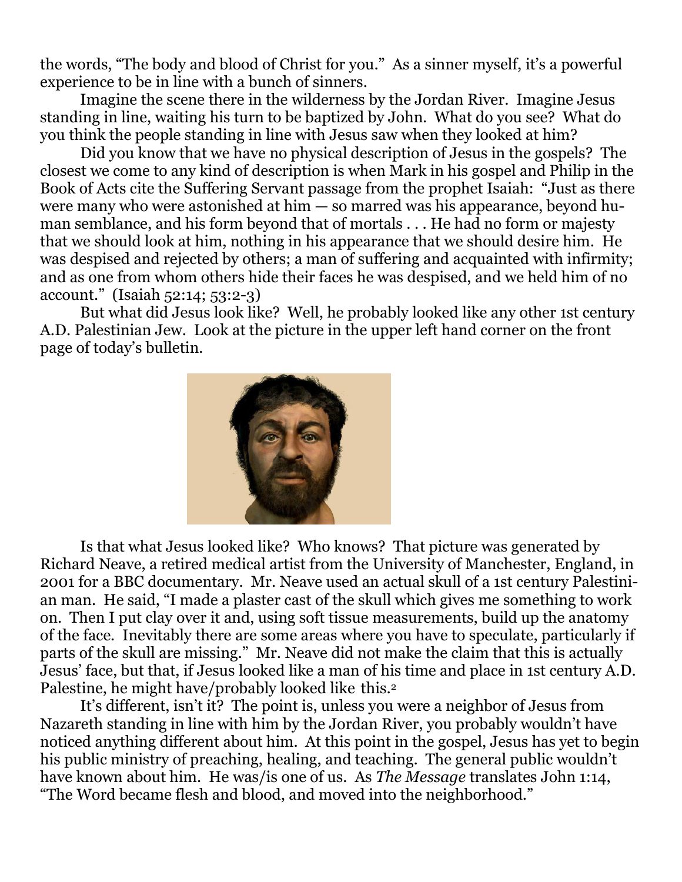the words, "The body and blood of Christ for you." As a sinner myself, it's a powerful experience to be in line with a bunch of sinners.

Imagine the scene there in the wilderness by the Jordan River. Imagine Jesus standing in line, waiting his turn to be baptized by John. What do you see? What do you think the people standing in line with Jesus saw when they looked at him?

Did you know that we have no physical description of Jesus in the gospels? The closest we come to any kind of description is when Mark in his gospel and Philip in the Book of Acts cite the Suffering Servant passage from the prophet Isaiah: "Just as there were many who were astonished at him — so marred was his appearance, beyond human semblance, and his form beyond that of mortals . . . He had no form or majesty that we should look at him, nothing in his appearance that we should desire him. He was despised and rejected by others; a man of suffering and acquainted with infirmity; and as one from whom others hide their faces he was despised, and we held him of no account." (Isaiah 52:14; 53:2-3)

But what did Jesus look like? Well, he probably looked like any other 1st century A.D. Palestinian Jew. Look at the picture in the upper left hand corner on the front page of today's bulletin.

Is that what Jesus looked like? Who knows? That picture was generated by Richard Neave, a retired medical artist from the University of Manchester, England, in 2001 for a BBC documentary. Mr. Neave used an actual skull of a 1st century Palestinian man. He said, "I made a plaster cast of the skull which gives me something to work on. Then I put clay over it and, using soft tissue measurements, build up the anatomy of the face. Inevitably there are some areas where you have to speculate, particularly if parts of the skull are missing." Mr. Neave did not make the claim that this is actually Jesus' face, but that, if Jesus looked like a man of his time and place in 1st century A.D. Palestine, he might have/probably looked like this.[2]

It's different, isn't it? The point is, unless you were a neighbor of Jesus from Nazareth standing in line with him by the Jordan River, you probably wouldn't have noticed anything different about him. At this point in the gospel, Jesus has yet to begin his public ministry of preaching, healing, and teaching. The general public wouldn't have known about him. He was/is one of us. As *The Message* translates John 1:14, "The Word became flesh and blood, and moved into the neighborhood."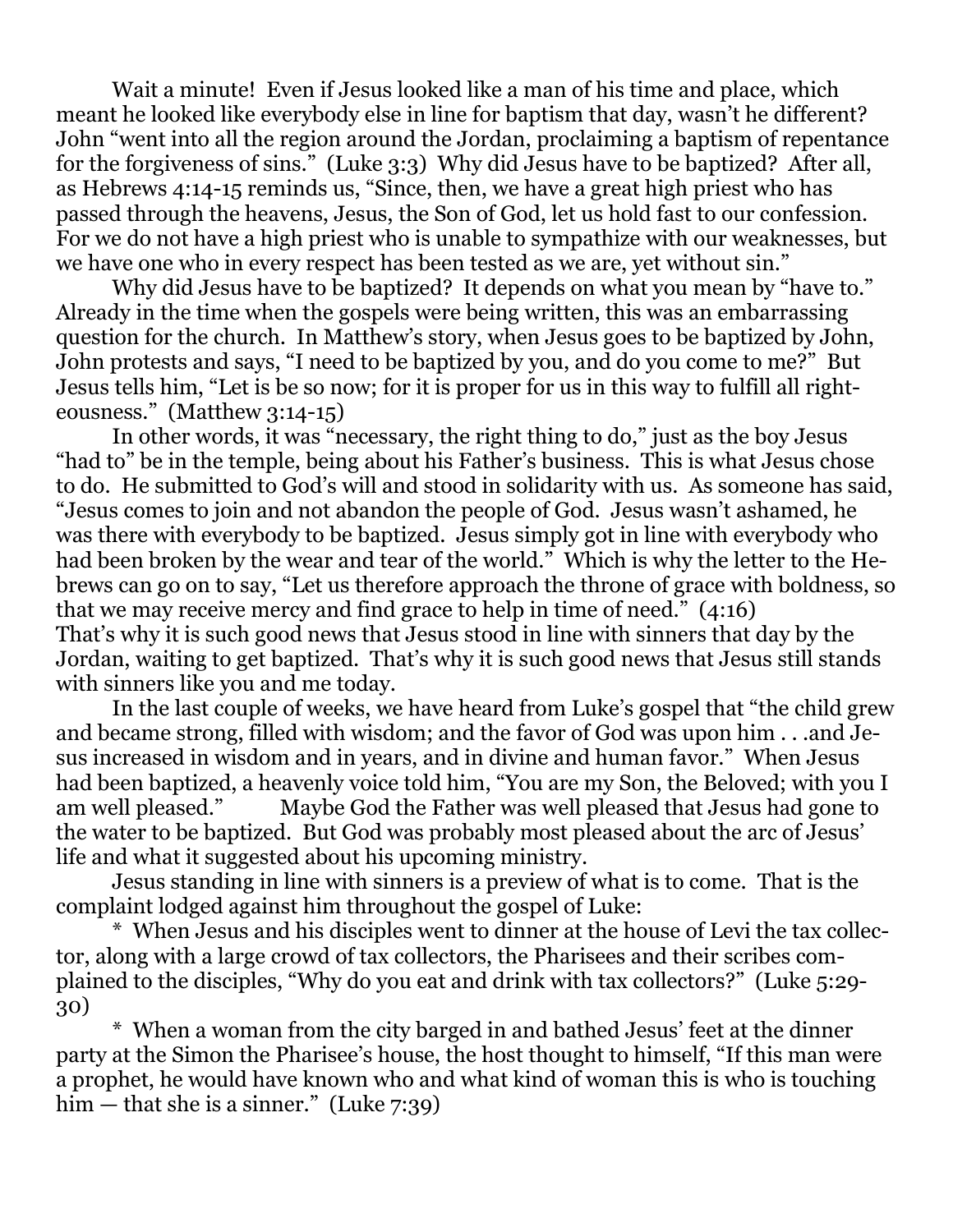Wait a minute! Even if Jesus looked like a man of his time and place, which meant he looked like everybody else in line for baptism that day, wasn't he different? John "went into all the region around the Jordan, proclaiming a baptism of repentance for the forgiveness of sins." (Luke 3:3) Why did Jesus have to be baptized? After all, as Hebrews 4:14-15 reminds us, "Since, then, we have a great high priest who has passed through the heavens, Jesus, the Son of God, let us hold fast to our confession. For we do not have a high priest who is unable to sympathize with our weaknesses, but we have one who in every respect has been tested as we are, yet without sin."

Why did Jesus have to be baptized? It depends on what you mean by "have to." Already in the time when the gospels were being written, this was an embarrassing question for the church. In Matthew's story, when Jesus goes to be baptized by John, John protests and says, "I need to be baptized by you, and do you come to me?" But Jesus tells him, "Let is be so now; for it is proper for us in this way to fulfill all righteousness." (Matthew 3:14-15)

In other words, it was "necessary, the right thing to do," just as the boy Jesus "had to" be in the temple, being about his Father's business. This is what Jesus chose to do. He submitted to God's will and stood in solidarity with us. As someone has said, "Jesus comes to join and not abandon the people of God. Jesus wasn't ashamed, he was there with everybody to be baptized. Jesus simply got in line with everybody who had been broken by the wear and tear of the world." Which is why the letter to the Hebrews can go on to say, "Let us therefore approach the throne of grace with boldness, so that we may receive mercy and find grace to help in time of need." (4:16)

That's why it is such good news that Jesus stood in line with sinners that day by the Jordan, waiting to get baptized. That's why it is such good news that Jesus still stands with sinners like you and me today.

In the last couple of weeks, we have heard from Luke's gospel that "the child grew and became strong, filled with wisdom; and the favor of God was upon him . . .and Jesus increased in wisdom and in years, and in divine and human favor." When Jesus had been baptized, a heavenly voice told him, "You are my Son, the Beloved; with you I am well pleased." Maybe God the Father was well pleased that Jesus had gone to the water to be baptized. But God was probably most pleased about the arc of Jesus' life and what it suggested about his upcoming ministry.

Jesus standing in line with sinners is a preview of what is to come. That is the complaint lodged against him throughout the gospel of Luke:

* When Jesus and his disciples went to dinner at the house of Levi the tax collector, along with a large crowd of tax collectors, the Pharisees and their scribes complained to the disciples, "Why do you eat and drink with tax collectors?" (Luke 5:29-30)

* When a woman from the city barged in and bathed Jesus' feet at the dinner party at the Simon the Pharisee's house, the host thought to himself, "If this man were a prophet, he would have known who and what kind of woman this is who is touching him — that she is a sinner." (Luke 7:39)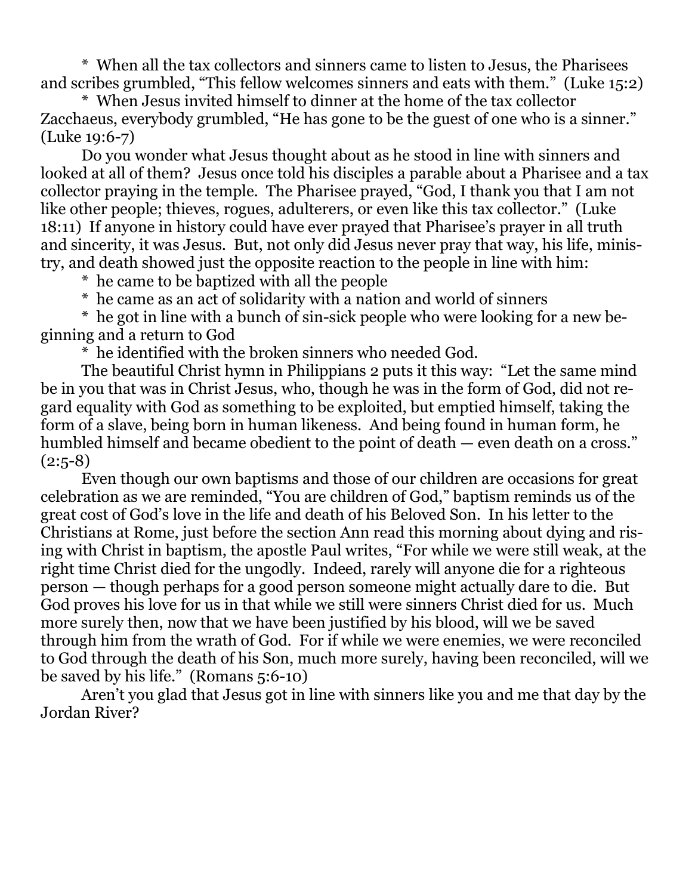* When all the tax collectors and sinners came to listen to Jesus, the Pharisees and scribes grumbled, "This fellow welcomes sinners and eats with them." (Luke 15:2)

* When Jesus invited himself to dinner at the home of the tax collector Zacchaeus, everybody grumbled, "He has gone to be the guest of one who is a sinner." (Luke 19:6-7)

Do you wonder what Jesus thought about as he stood in line with sinners and looked at all of them? Jesus once told his disciples a parable about a Pharisee and a tax collector praying in the temple. The Pharisee prayed, "God, I thank you that I am not like other people; thieves, rogues, adulterers, or even like this tax collector." (Luke 18:11) If anyone in history could have ever prayed that Pharisee's prayer in all truth and sincerity, it was Jesus. But, not only did Jesus never pray that way, his life, ministry, and death showed just the opposite reaction to the people in line with him:

* he came to be baptized with all the people

* he came as an act of solidarity with a nation and world of sinners

* he got in line with a bunch of sin-sick people who were looking for a new beginning and a return to God

* he identified with the broken sinners who needed God.

The beautiful Christ hymn in Philippians 2 puts it this way: "Let the same mind be in you that was in Christ Jesus, who, though he was in the form of God, did not regard equality with God as something to be exploited, but emptied himself, taking the form of a slave, being born in human likeness. And being found in human form, he humbled himself and became obedient to the point of death — even death on a cross." (2:5-8)

Even though our own baptisms and those of our children are occasions for great celebration as we are reminded, "You are children of God," baptism reminds us of the great cost of God's love in the life and death of his Beloved Son. In his letter to the Christians at Rome, just before the section Ann read this morning about dying and rising with Christ in baptism, the apostle Paul writes, "For while we were still weak, at the right time Christ died for the ungodly. Indeed, rarely will anyone die for a righteous person — though perhaps for a good person someone might actually dare to die. But God proves his love for us in that while we still were sinners Christ died for us. Much more surely then, now that we have been justified by his blood, will we be saved through him from the wrath of God. For if while we were enemies, we were reconciled to God through the death of his Son, much more surely, having been reconciled, will we be saved by his life." (Romans 5:6-10)

Aren't you glad that Jesus got in line with sinners like you and me that day by the Jordan River?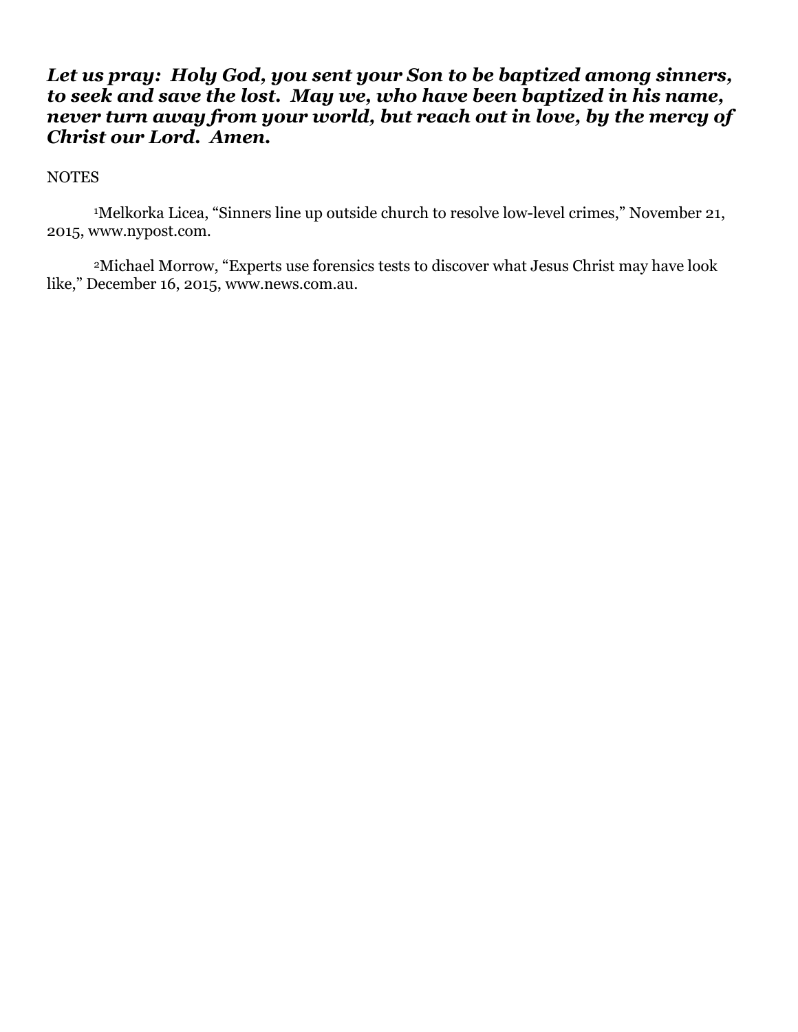***Let us pray: Holy God, you sent your Son to be baptized among sinners, to seek and save the lost. May we, who have been baptized in his name, never turn away from your world, but reach out in love, by the mercy of Christ our Lord. Amen.***

NOTES

[1]Melkorka Licea, "Sinners line up outside church to resolve low-level crimes," November 21, 2015, www.nypost.com.

[2]Michael Morrow, "Experts use forensics tests to discover what Jesus Christ may have look like," December 16, 2015, www.news.com.au.